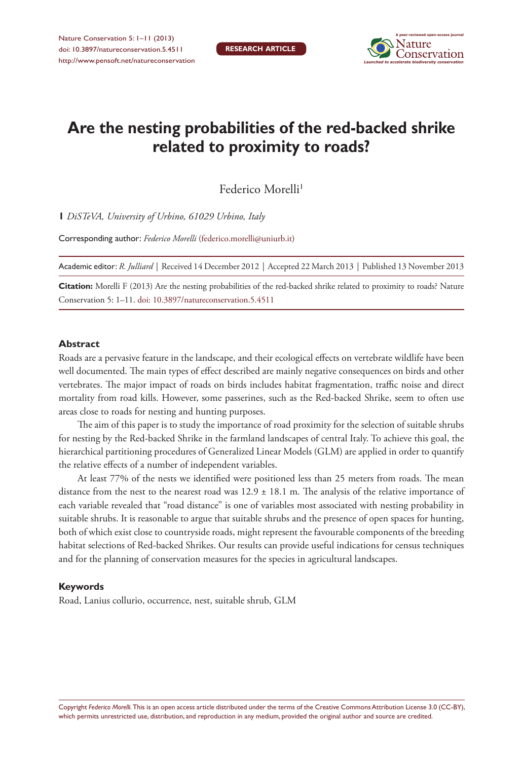RESEARCH ARTICLE

# Are the nesting probabilities of the red-backed shrike related to proximity to roads?

Federico Morelli[1]

**1** *DiSTeVA, University of Urbino, 61029 Urbino, Italy*

Corresponding author: *Federico Morelli* (federico.morelli@uniurb.it)

Academic editor: *R. Julliard* | Received 14 December 2012 | Accepted 22 March 2013 | Published 13 November 2013

**Citation:** Morelli F (2013) Are the nesting probabilities of the red-backed shrike related to proximity to roads? Nature Conservation 5: 1–11. doi: 10.3897/natureconservation.5.4511

## Abstract

Roads are a pervasive feature in the landscape, and their ecological effects on vertebrate wildlife have been well documented. The main types of effect described are mainly negative consequences on birds and other vertebrates. The major impact of roads on birds includes habitat fragmentation, traffic noise and direct mortality from road kills. However, some passerines, such as the Red-backed Shrike, seem to often use areas close to roads for nesting and hunting purposes.

The aim of this paper is to study the importance of road proximity for the selection of suitable shrubs for nesting by the Red-backed Shrike in the farmland landscapes of central Italy. To achieve this goal, the hierarchical partitioning procedures of Generalized Linear Models (GLM) are applied in order to quantify the relative effects of a number of independent variables.

At least 77% of the nests we identified were positioned less than 25 meters from roads. The mean distance from the nest to the nearest road was 12.9 ± 18.1 m. The analysis of the relative importance of each variable revealed that "road distance" is one of variables most associated with nesting probability in suitable shrubs. It is reasonable to argue that suitable shrubs and the presence of open spaces for hunting, both of which exist close to countryside roads, might represent the favourable components of the breeding habitat selections of Red-backed Shrikes. Our results can provide useful indications for census techniques and for the planning of conservation measures for the species in agricultural landscapes.

### Keywords

Road, Lanius collurio, occurrence, nest, suitable shrub, GLM

Copyright *Federico Morelli*. This is an open access article distributed under the terms of the Creative Commons Attribution License 3.0 (CC-BY), which permits unrestricted use, distribution, and reproduction in any medium, provided the original author and source are credited.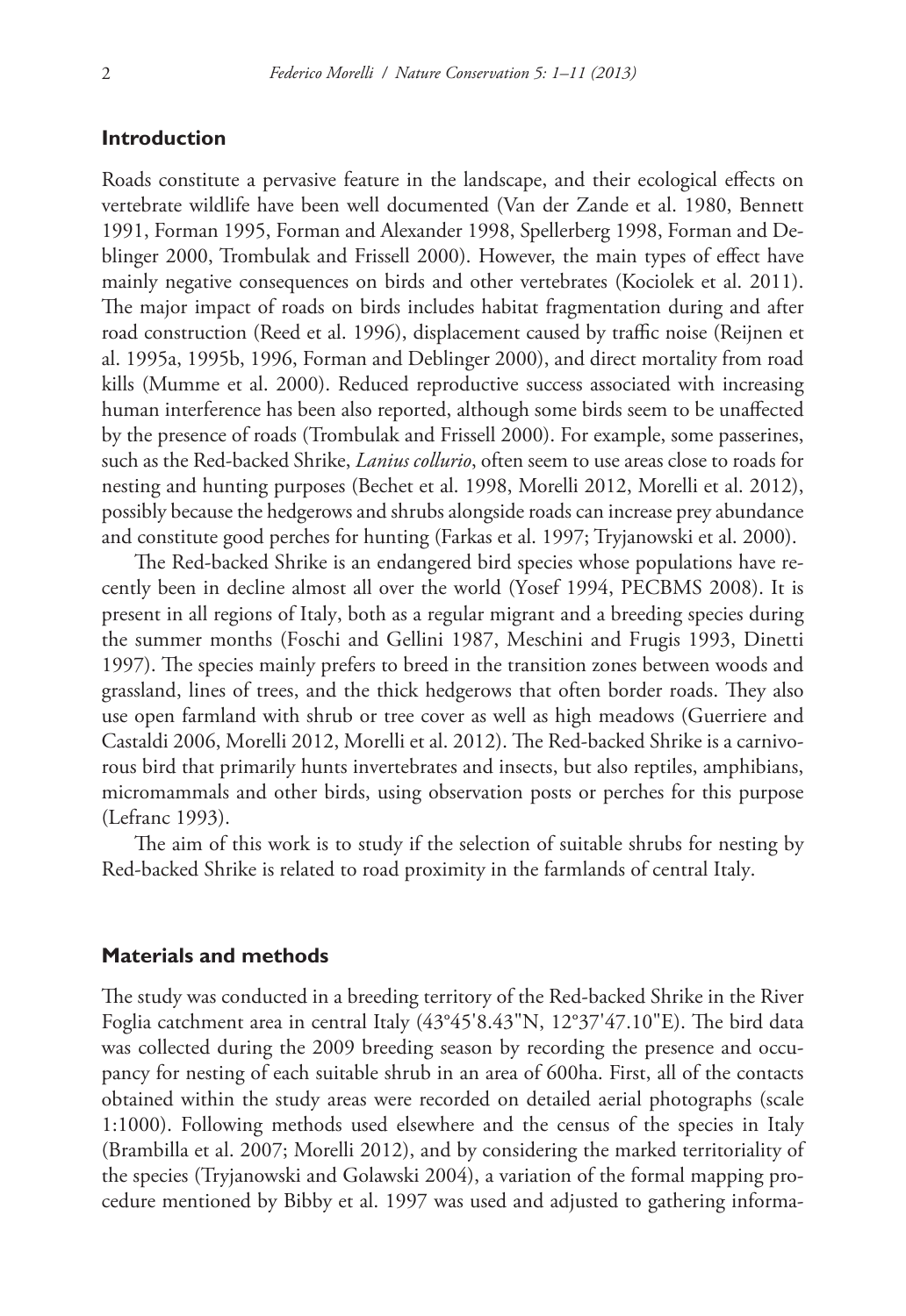## Introduction

Roads constitute a pervasive feature in the landscape, and their ecological effects on vertebrate wildlife have been well documented (Van der Zande et al. 1980, Bennett 1991, Forman 1995, Forman and Alexander 1998, Spellerberg 1998, Forman and Deblinger 2000, Trombulak and Frissell 2000). However, the main types of effect have mainly negative consequences on birds and other vertebrates (Kociolek et al. 2011). The major impact of roads on birds includes habitat fragmentation during and after road construction (Reed et al. 1996), displacement caused by traffic noise (Reijnen et al. 1995a, 1995b, 1996, Forman and Deblinger 2000), and direct mortality from road kills (Mumme et al. 2000). Reduced reproductive success associated with increasing human interference has been also reported, although some birds seem to be unaffected by the presence of roads (Trombulak and Frissell 2000). For example, some passerines, such as the Red-backed Shrike, *Lanius collurio*, often seem to use areas close to roads for nesting and hunting purposes (Bechet et al. 1998, Morelli 2012, Morelli et al. 2012), possibly because the hedgerows and shrubs alongside roads can increase prey abundance and constitute good perches for hunting (Farkas et al. 1997; Tryjanowski et al. 2000).

The Red-backed Shrike is an endangered bird species whose populations have recently been in decline almost all over the world (Yosef 1994, PECBMS 2008). It is present in all regions of Italy, both as a regular migrant and a breeding species during the summer months (Foschi and Gellini 1987, Meschini and Frugis 1993, Dinetti 1997). The species mainly prefers to breed in the transition zones between woods and grassland, lines of trees, and the thick hedgerows that often border roads. They also use open farmland with shrub or tree cover as well as high meadows (Guerriere and Castaldi 2006, Morelli 2012, Morelli et al. 2012). The Red-backed Shrike is a carnivorous bird that primarily hunts invertebrates and insects, but also reptiles, amphibians, micromammals and other birds, using observation posts or perches for this purpose (Lefranc 1993).

The aim of this work is to study if the selection of suitable shrubs for nesting by Red-backed Shrike is related to road proximity in the farmlands of central Italy.

## Materials and methods

The study was conducted in a breeding territory of the Red-backed Shrike in the River Foglia catchment area in central Italy (43°45'8.43"N, 12°37'47.10"E). The bird data was collected during the 2009 breeding season by recording the presence and occupancy for nesting of each suitable shrub in an area of 600ha. First, all of the contacts obtained within the study areas were recorded on detailed aerial photographs (scale 1:1000). Following methods used elsewhere and the census of the species in Italy (Brambilla et al. 2007; Morelli 2012), and by considering the marked territoriality of the species (Tryjanowski and Golawski 2004), a variation of the formal mapping procedure mentioned by Bibby et al. 1997 was used and adjusted to gathering informa-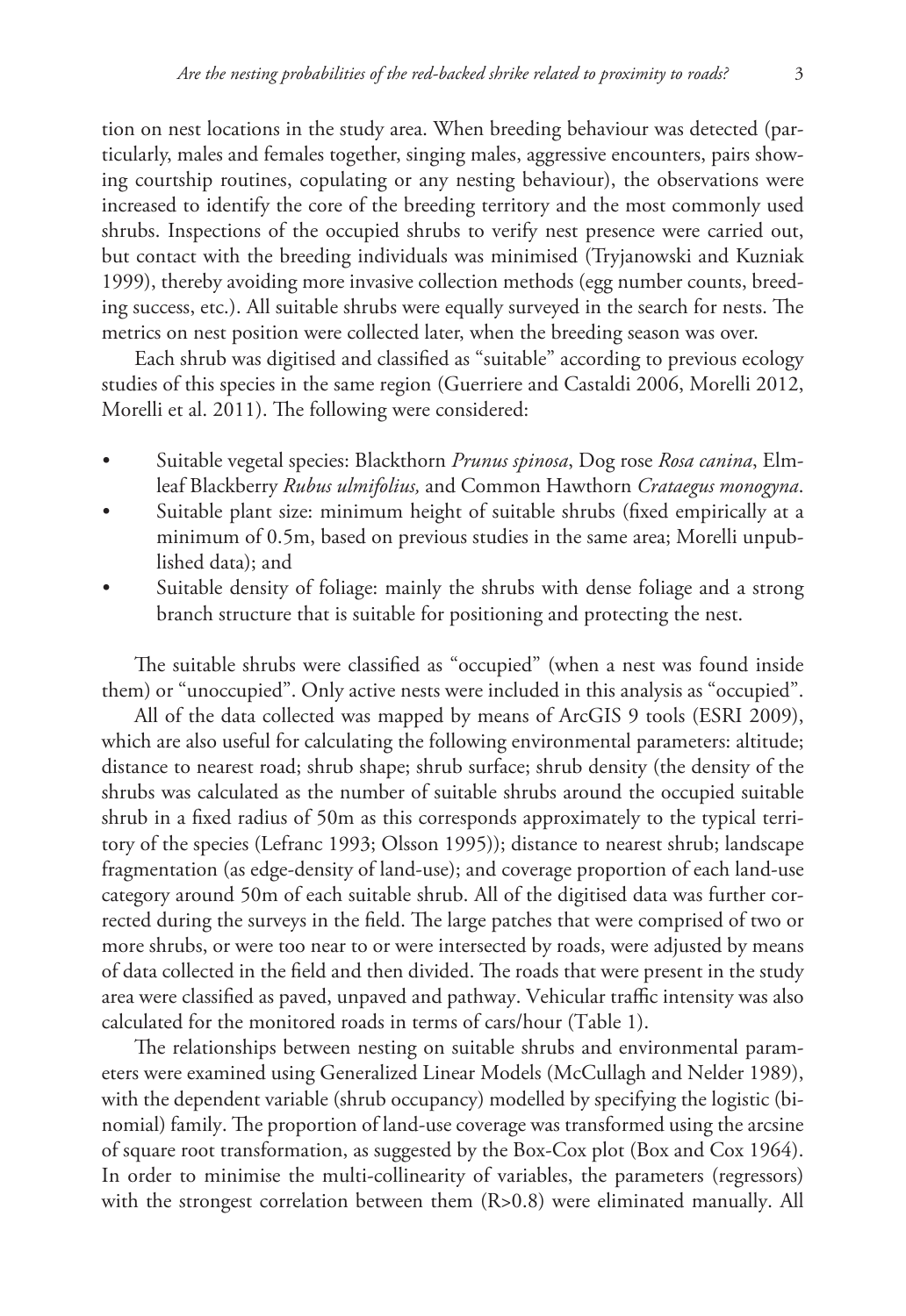tion on nest locations in the study area. When breeding behaviour was detected (particularly, males and females together, singing males, aggressive encounters, pairs showing courtship routines, copulating or any nesting behaviour), the observations were increased to identify the core of the breeding territory and the most commonly used shrubs. Inspections of the occupied shrubs to verify nest presence were carried out, but contact with the breeding individuals was minimised (Tryjanowski and Kuzniak 1999), thereby avoiding more invasive collection methods (egg number counts, breeding success, etc.). All suitable shrubs were equally surveyed in the search for nests. The metrics on nest position were collected later, when the breeding season was over.

Each shrub was digitised and classified as "suitable" according to previous ecology studies of this species in the same region (Guerriere and Castaldi 2006, Morelli 2012, Morelli et al. 2011). The following were considered:

- Suitable vegetal species: Blackthorn *Prunus spinosa*, Dog rose *Rosa canina*, Elm-leaf Blackberry *Rubus ulmifolius,* and Common Hawthorn *Crataegus monogyna*.
- Suitable plant size: minimum height of suitable shrubs (fixed empirically at a minimum of 0.5m, based on previous studies in the same area; Morelli unpublished data); and
- Suitable density of foliage: mainly the shrubs with dense foliage and a strong branch structure that is suitable for positioning and protecting the nest.

The suitable shrubs were classified as "occupied" (when a nest was found inside them) or "unoccupied". Only active nests were included in this analysis as "occupied".

All of the data collected was mapped by means of ArcGIS 9 tools (ESRI 2009), which are also useful for calculating the following environmental parameters: altitude; distance to nearest road; shrub shape; shrub surface; shrub density (the density of the shrubs was calculated as the number of suitable shrubs around the occupied suitable shrub in a fixed radius of 50m as this corresponds approximately to the typical territory of the species (Lefranc 1993; Olsson 1995)); distance to nearest shrub; landscape fragmentation (as edge-density of land-use); and coverage proportion of each land-use category around 50m of each suitable shrub. All of the digitised data was further corrected during the surveys in the field. The large patches that were comprised of two or more shrubs, or were too near to or were intersected by roads, were adjusted by means of data collected in the field and then divided. The roads that were present in the study area were classified as paved, unpaved and pathway. Vehicular traffic intensity was also calculated for the monitored roads in terms of cars/hour (Table 1).

The relationships between nesting on suitable shrubs and environmental parameters were examined using Generalized Linear Models (McCullagh and Nelder 1989), with the dependent variable (shrub occupancy) modelled by specifying the logistic (binomial) family. The proportion of land-use coverage was transformed using the arcsine of square root transformation, as suggested by the Box-Cox plot (Box and Cox 1964). In order to minimise the multi-collinearity of variables, the parameters (regressors) with the strongest correlation between them ($R>0.8$) were eliminated manually. All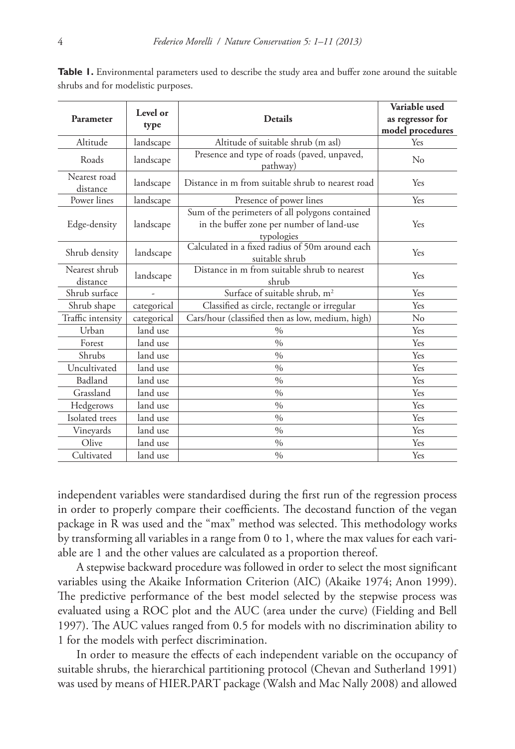**Table 1.** Environmental parameters used to describe the study area and buffer zone around the suitable shrubs and for modelistic purposes.

| Parameter | Level or type | Details | Variable used as regressor for model procedures |
|---|---|---|---|
| Altitude | landscape | Altitude of suitable shrub (m asl) | Yes |
| Roads | landscape | Presence and type of roads (paved, unpaved, pathway) | No |
| Nearest road distance | landscape | Distance in m from suitable shrub to nearest road | Yes |
| Power lines | landscape | Presence of power lines | Yes |
| Edge-density | landscape | Sum of the perimeters of all polygons contained in the buffer zone per number of land-use typologies | Yes |
| Shrub density | landscape | Calculated in a fixed radius of 50m around each suitable shrub | Yes |
| Nearest shrub distance | landscape | Distance in m from suitable shrub to nearest shrub | Yes |
| Shrub surface | - | Surface of suitable shrub, $m^2$ | Yes |
| Shrub shape | categorical | Classified as circle, rectangle or irregular | Yes |
| Traffic intensity | categorical | Cars/hour (classified then as low, medium, high) | No |
| Urban | land use | % | Yes |
| Forest | land use | % | Yes |
| Shrubs | land use | % | Yes |
| Uncultivated | land use | % | Yes |
| Badland | land use | % | Yes |
| Grassland | land use | % | Yes |
| Hedgerows | land use | % | Yes |
| Isolated trees | land use | % | Yes |
| Vineyards | land use | % | Yes |
| Olive | land use | % | Yes |
| Cultivated | land use | % | Yes |

independent variables were standardised during the first run of the regression process in order to properly compare their coefficients. The decostand function of the vegan package in R was used and the "max" method was selected. This methodology works by transforming all variables in a range from 0 to 1, where the max values for each variable are 1 and the other values are calculated as a proportion thereof.

A stepwise backward procedure was followed in order to select the most significant variables using the Akaike Information Criterion (AIC) (Akaike 1974; Anon 1999). The predictive performance of the best model selected by the stepwise process was evaluated using a ROC plot and the AUC (area under the curve) (Fielding and Bell 1997). The AUC values ranged from 0.5 for models with no discrimination ability to 1 for the models with perfect discrimination.

In order to measure the effects of each independent variable on the occupancy of suitable shrubs, the hierarchical partitioning protocol (Chevan and Sutherland 1991) was used by means of HIER.PART package (Walsh and Mac Nally 2008) and allowed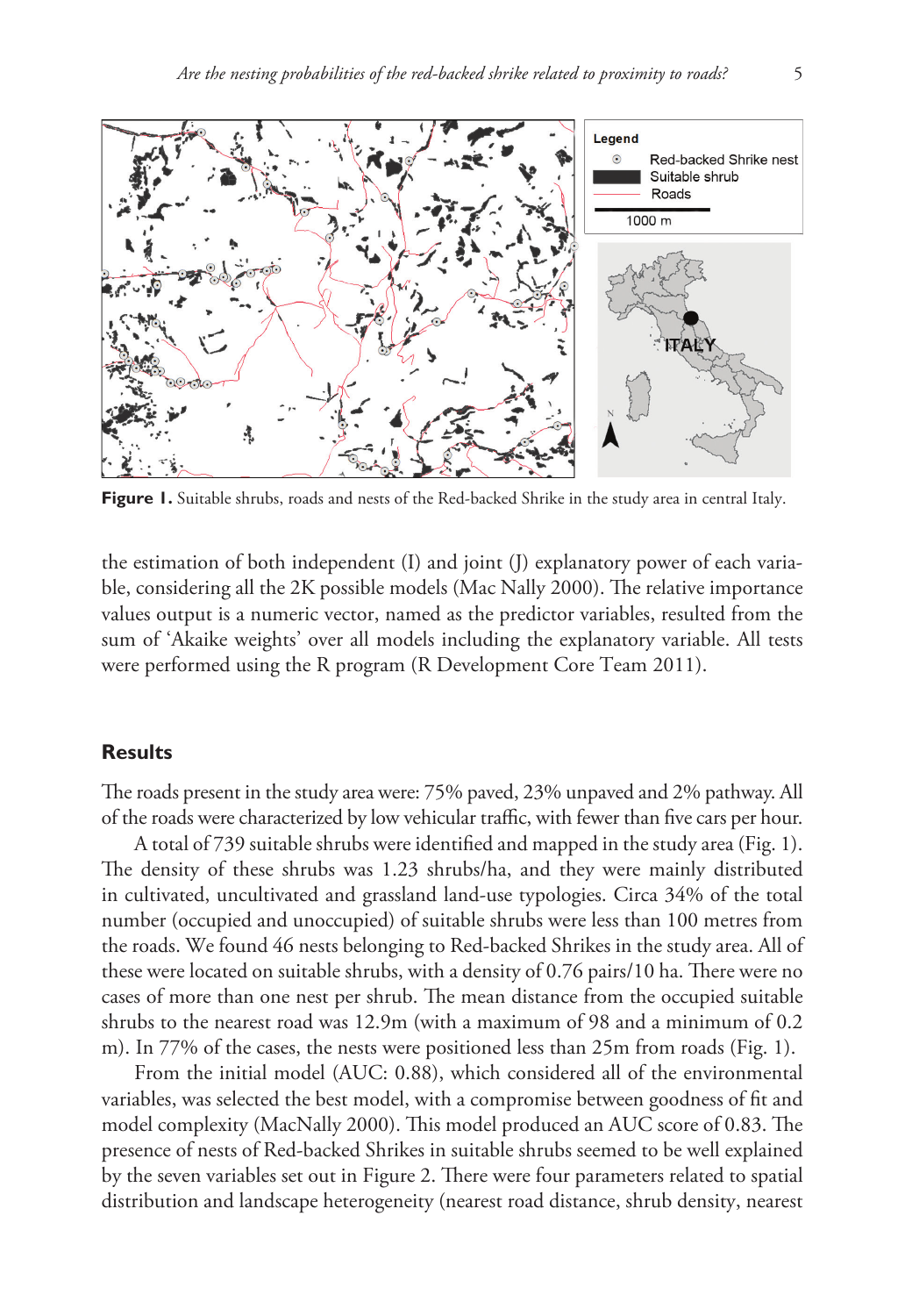**Figure 1.** Suitable shrubs, roads and nests of the Red-backed Shrike in the study area in central Italy.

the estimation of both independent (I) and joint (J) explanatory power of each variable, considering all the 2K possible models (Mac Nally 2000). The relative importance values output is a numeric vector, named as the predictor variables, resulted from the sum of 'Akaike weights' over all models including the explanatory variable. All tests were performed using the R program (R Development Core Team 2011).

## Results

The roads present in the study area were: 75% paved, 23% unpaved and 2% pathway. All of the roads were characterized by low vehicular traffic, with fewer than five cars per hour.

A total of 739 suitable shrubs were identified and mapped in the study area (Fig. 1). The density of these shrubs was 1.23 shrubs/ha, and they were mainly distributed in cultivated, uncultivated and grassland land-use typologies. Circa 34% of the total number (occupied and unoccupied) of suitable shrubs were less than 100 metres from the roads. We found 46 nests belonging to Red-backed Shrikes in the study area. All of these were located on suitable shrubs, with a density of 0.76 pairs/10 ha. There were no cases of more than one nest per shrub. The mean distance from the occupied suitable shrubs to the nearest road was 12.9m (with a maximum of 98 and a minimum of 0.2 m). In 77% of the cases, the nests were positioned less than 25m from roads (Fig. 1).

From the initial model (AUC: 0.88), which considered all of the environmental variables, was selected the best model, with a compromise between goodness of fit and model complexity (MacNally 2000). This model produced an AUC score of 0.83. The presence of nests of Red-backed Shrikes in suitable shrubs seemed to be well explained by the seven variables set out in Figure 2. There were four parameters related to spatial distribution and landscape heterogeneity (nearest road distance, shrub density, nearest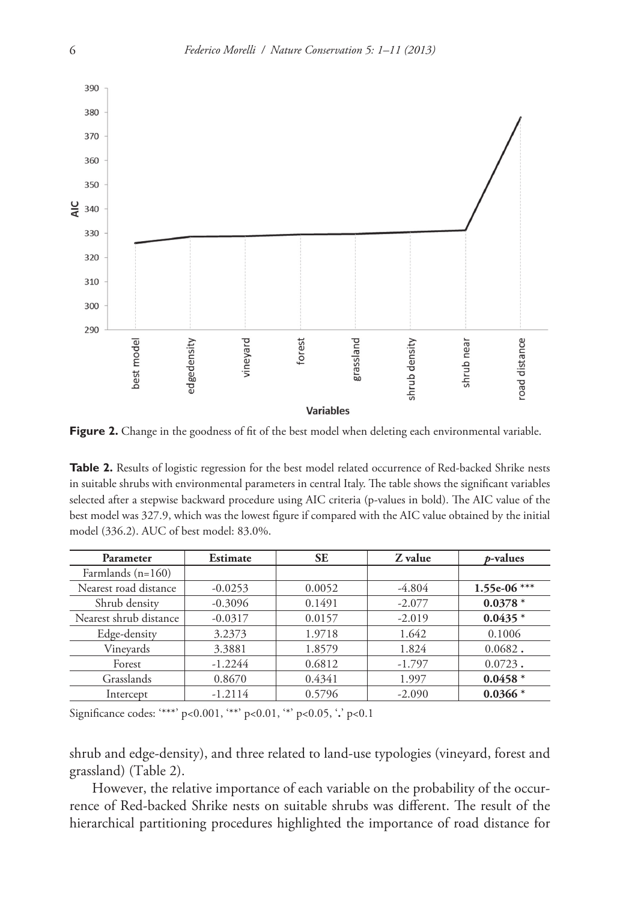**Figure 2.** Change in the goodness of fit of the best model when deleting each environmental variable.

**Table 2.** Results of logistic regression for the best model related occurrence of Red-backed Shrike nests in suitable shrubs with environmental parameters in central Italy. The table shows the significant variables selected after a stepwise backward procedure using AIC criteria (p-values in bold). The AIC value of the best model was 327.9, which was the lowest figure if compared with the AIC value obtained by the initial model (336.2). AUC of best model: 83.0%.

| Parameter | Estimate | SE | Z value | *p*-values |
|---|---|---|---|---|
| Farmlands (n=160) | | | | |
| Nearest road distance | -0.0253 | 0.0052 | -4.804 | **1.55e-06** *** |
| Shrub density | -0.3096 | 0.1491 | -2.077 | **0.0378** * |
| Nearest shrub distance | -0.0317 | 0.0157 | -2.019 | **0.0435** * |
| Edge-density | 3.2373 | 1.9718 | 1.642 | 0.1006 |
| Vineyards | 3.3881 | 1.8579 | 1.824 | 0.0682 **.** |
| Forest | -1.2244 | 0.6812 | -1.797 | 0.0723 **.** |
| Grasslands | 0.8670 | 0.4341 | 1.997 | **0.0458** * |
| Intercept | -1.2114 | 0.5796 | -2.090 | **0.0366** * |

Significance codes: '***' p<0.001, '**' p<0.01, '*' p<0.05, '**.**' p<0.1

shrub and edge-density), and three related to land-use typologies (vineyard, forest and grassland) (Table 2).

However, the relative importance of each variable on the probability of the occurrence of Red-backed Shrike nests on suitable shrubs was different. The result of the hierarchical partitioning procedures highlighted the importance of road distance for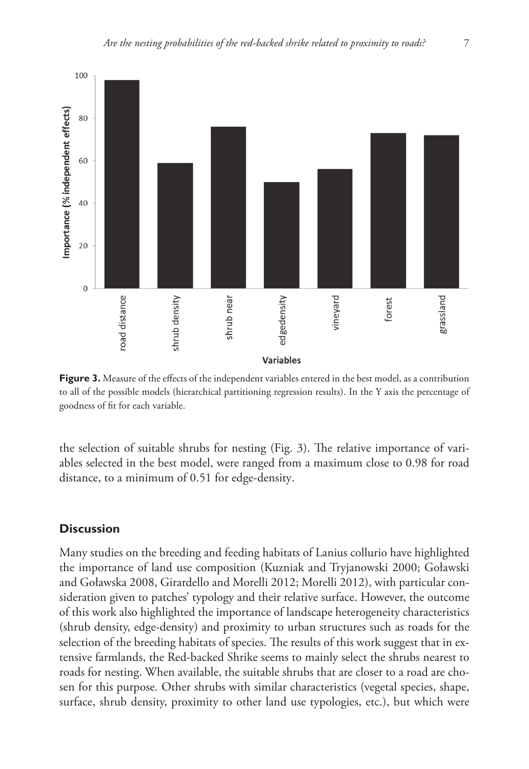**Figure 3.** Measure of the effects of the independent variables entered in the best model, as a contribution to all of the possible models (hierarchical partitioning regression results). In the Y axis the percentage of goodness of fit for each variable.

the selection of suitable shrubs for nesting (Fig. 3). The relative importance of variables selected in the best model, were ranged from a maximum close to 0.98 for road distance, to a minimum of 0.51 for edge-density.

## Discussion

Many studies on the breeding and feeding habitats of Lanius collurio have highlighted the importance of land use composition (Kuzniak and Tryjanowski 2000; Goławski and Goławska 2008, Girardello and Morelli 2012; Morelli 2012), with particular consideration given to patches' typology and their relative surface. However, the outcome of this work also highlighted the importance of landscape heterogeneity characteristics (shrub density, edge-density) and proximity to urban structures such as roads for the selection of the breeding habitats of species. The results of this work suggest that in extensive farmlands, the Red-backed Shrike seems to mainly select the shrubs nearest to roads for nesting. When available, the suitable shrubs that are closer to a road are chosen for this purpose. Other shrubs with similar characteristics (vegetal species, shape, surface, shrub density, proximity to other land use typologies, etc.), but which were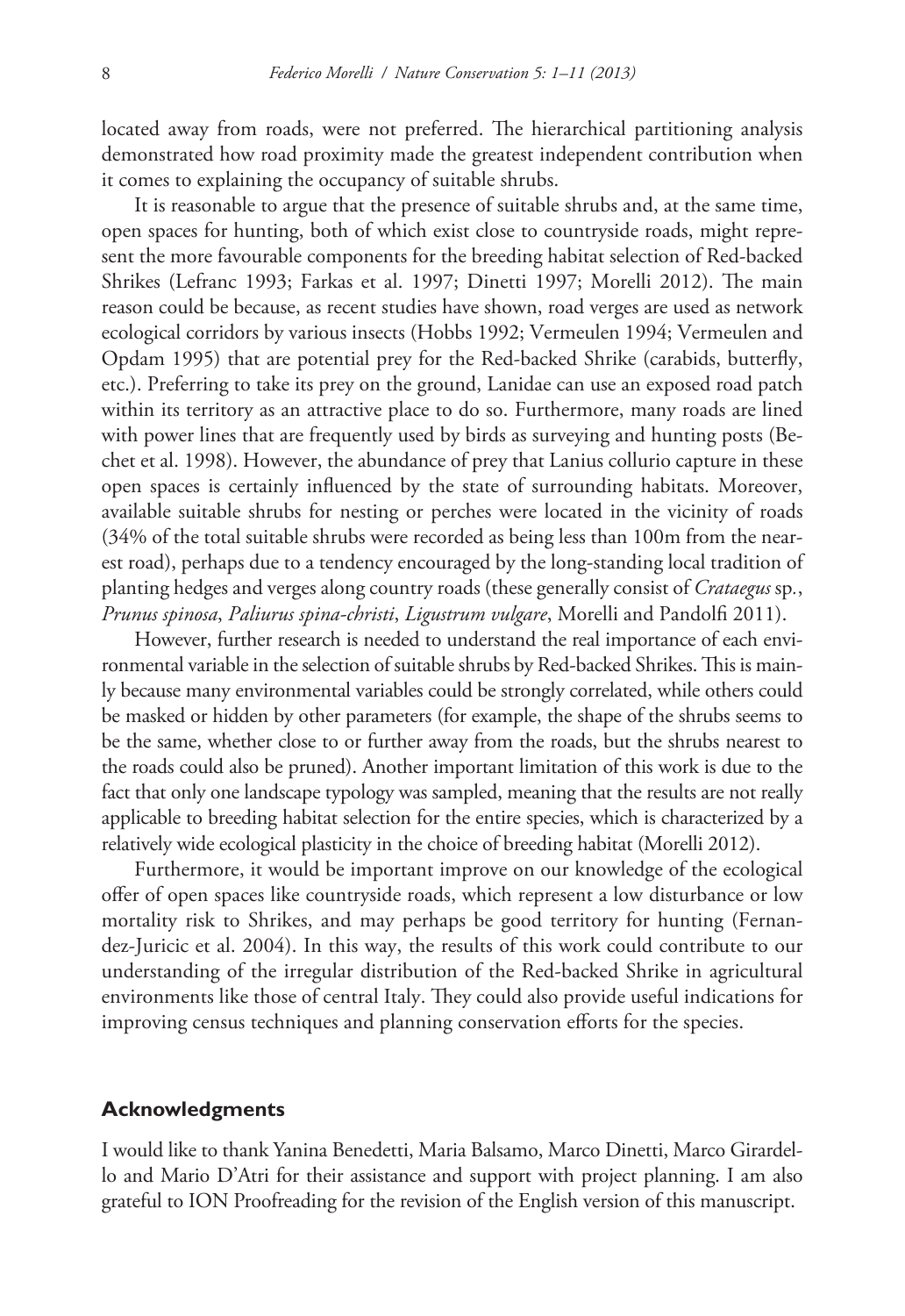located away from roads, were not preferred. The hierarchical partitioning analysis demonstrated how road proximity made the greatest independent contribution when it comes to explaining the occupancy of suitable shrubs.

It is reasonable to argue that the presence of suitable shrubs and, at the same time, open spaces for hunting, both of which exist close to countryside roads, might represent the more favourable components for the breeding habitat selection of Red-backed Shrikes (Lefranc 1993; Farkas et al. 1997; Dinetti 1997; Morelli 2012). The main reason could be because, as recent studies have shown, road verges are used as network ecological corridors by various insects (Hobbs 1992; Vermeulen 1994; Vermeulen and Opdam 1995) that are potential prey for the Red-backed Shrike (carabids, butterfly, etc.). Preferring to take its prey on the ground, Lanidae can use an exposed road patch within its territory as an attractive place to do so. Furthermore, many roads are lined with power lines that are frequently used by birds as surveying and hunting posts (Bechet et al. 1998). However, the abundance of prey that Lanius collurio capture in these open spaces is certainly influenced by the state of surrounding habitats. Moreover, available suitable shrubs for nesting or perches were located in the vicinity of roads (34% of the total suitable shrubs were recorded as being less than 100m from the nearest road), perhaps due to a tendency encouraged by the long-standing local tradition of planting hedges and verges along country roads (these generally consist of *Crataegus* sp., *Prunus spinosa*, *Paliurus spina-christi*, *Ligustrum vulgare*, Morelli and Pandolfi 2011).

However, further research is needed to understand the real importance of each environmental variable in the selection of suitable shrubs by Red-backed Shrikes. This is mainly because many environmental variables could be strongly correlated, while others could be masked or hidden by other parameters (for example, the shape of the shrubs seems to be the same, whether close to or further away from the roads, but the shrubs nearest to the roads could also be pruned). Another important limitation of this work is due to the fact that only one landscape typology was sampled, meaning that the results are not really applicable to breeding habitat selection for the entire species, which is characterized by a relatively wide ecological plasticity in the choice of breeding habitat (Morelli 2012).

Furthermore, it would be important improve on our knowledge of the ecological offer of open spaces like countryside roads, which represent a low disturbance or low mortality risk to Shrikes, and may perhaps be good territory for hunting (Fernandez-Juricic et al. 2004). In this way, the results of this work could contribute to our understanding of the irregular distribution of the Red-backed Shrike in agricultural environments like those of central Italy. They could also provide useful indications for improving census techniques and planning conservation efforts for the species.

## Acknowledgments

I would like to thank Yanina Benedetti, Maria Balsamo, Marco Dinetti, Marco Girardello and Mario D'Atri for their assistance and support with project planning. I am also grateful to ION Proofreading for the revision of the English version of this manuscript.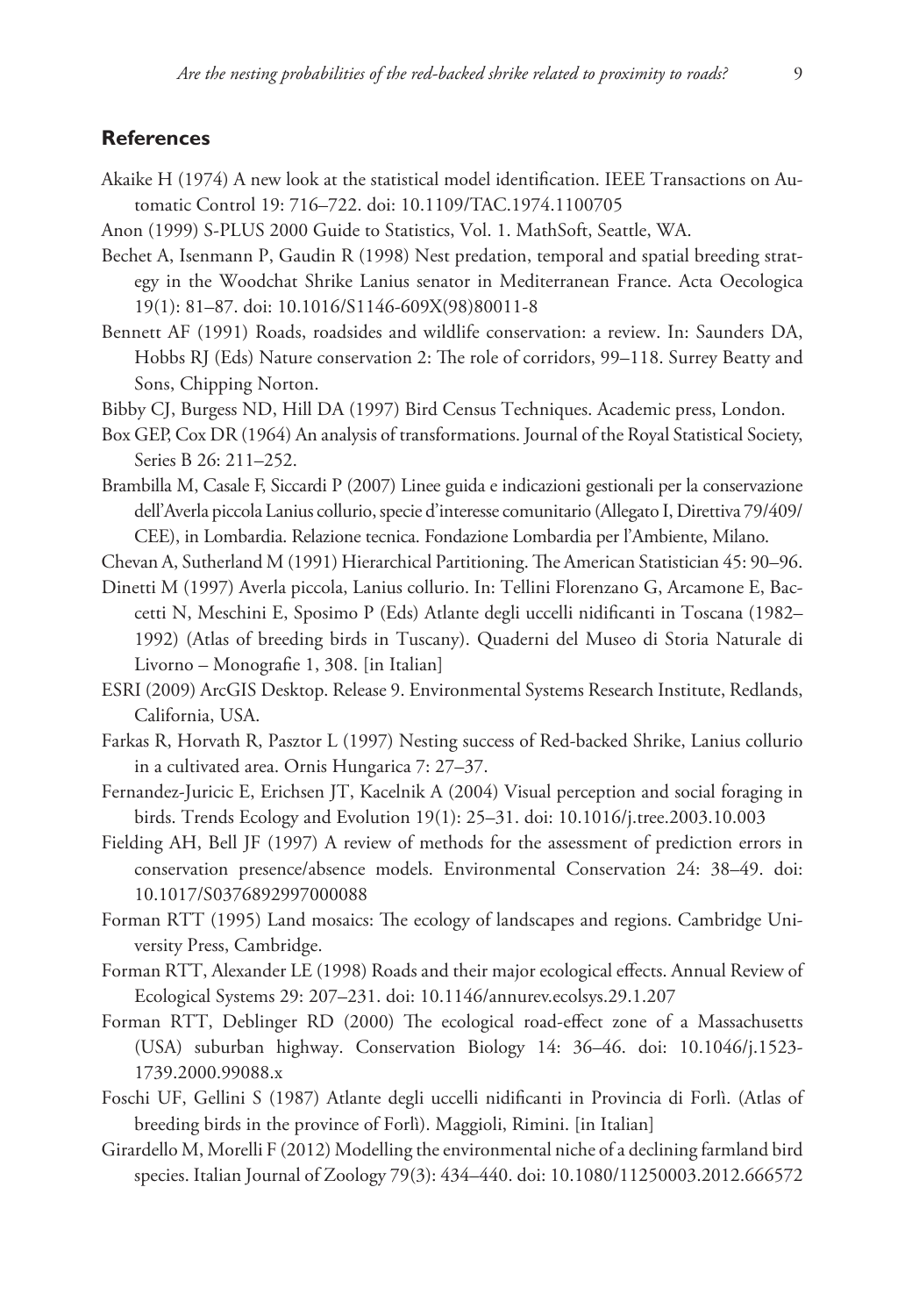## References

Akaike H (1974) A new look at the statistical model identification. IEEE Transactions on Automatic Control 19: 716–722. doi: 10.1109/TAC.1974.1100705

Anon (1999) S-PLUS 2000 Guide to Statistics, Vol. 1. MathSoft, Seattle, WA.

Bechet A, Isenmann P, Gaudin R (1998) Nest predation, temporal and spatial breeding strategy in the Woodchat Shrike Lanius senator in Mediterranean France. Acta Oecologica 19(1): 81–87. doi: 10.1016/S1146-609X(98)80011-8

Bennett AF (1991) Roads, roadsides and wildlife conservation: a review. In: Saunders DA, Hobbs RJ (Eds) Nature conservation 2: The role of corridors, 99–118. Surrey Beatty and Sons, Chipping Norton.

Bibby CJ, Burgess ND, Hill DA (1997) Bird Census Techniques. Academic press, London.

Box GEP, Cox DR (1964) An analysis of transformations. Journal of the Royal Statistical Society, Series B 26: 211–252.

Brambilla M, Casale F, Siccardi P (2007) Linee guida e indicazioni gestionali per la conservazione dell'Averla piccola Lanius collurio, specie d'interesse comunitario (Allegato I, Direttiva 79/409/CEE), in Lombardia. Relazione tecnica. Fondazione Lombardia per l'Ambiente, Milano.

Chevan A, Sutherland M (1991) Hierarchical Partitioning. The American Statistician 45: 90–96.

Dinetti M (1997) Averla piccola, Lanius collurio. In: Tellini Florenzano G, Arcamone E, Baccetti N, Meschini E, Sposimo P (Eds) Atlante degli uccelli nidificanti in Toscana (1982–1992) (Atlas of breeding birds in Tuscany). Quaderni del Museo di Storia Naturale di Livorno – Monografie 1, 308. [in Italian]

ESRI (2009) ArcGIS Desktop. Release 9. Environmental Systems Research Institute, Redlands, California, USA.

Farkas R, Horvath R, Pasztor L (1997) Nesting success of Red-backed Shrike, Lanius collurio in a cultivated area. Ornis Hungarica 7: 27–37.

Fernandez-Juricic E, Erichsen JT, Kacelnik A (2004) Visual perception and social foraging in birds. Trends Ecology and Evolution 19(1): 25–31. doi: 10.1016/j.tree.2003.10.003

Fielding AH, Bell JF (1997) A review of methods for the assessment of prediction errors in conservation presence/absence models. Environmental Conservation 24: 38–49. doi: 10.1017/S0376892997000088

Forman RTT (1995) Land mosaics: The ecology of landscapes and regions. Cambridge University Press, Cambridge.

Forman RTT, Alexander LE (1998) Roads and their major ecological effects. Annual Review of Ecological Systems 29: 207–231. doi: 10.1146/annurev.ecolsys.29.1.207

Forman RTT, Deblinger RD (2000) The ecological road-effect zone of a Massachusetts (USA) suburban highway. Conservation Biology 14: 36–46. doi: 10.1046/j.1523-1739.2000.99088.x

Foschi UF, Gellini S (1987) Atlante degli uccelli nidificanti in Provincia di Forlì. (Atlas of breeding birds in the province of Forlì). Maggioli, Rimini. [in Italian]

Girardello M, Morelli F (2012) Modelling the environmental niche of a declining farmland bird species. Italian Journal of Zoology 79(3): 434–440. doi: 10.1080/11250003.2012.666572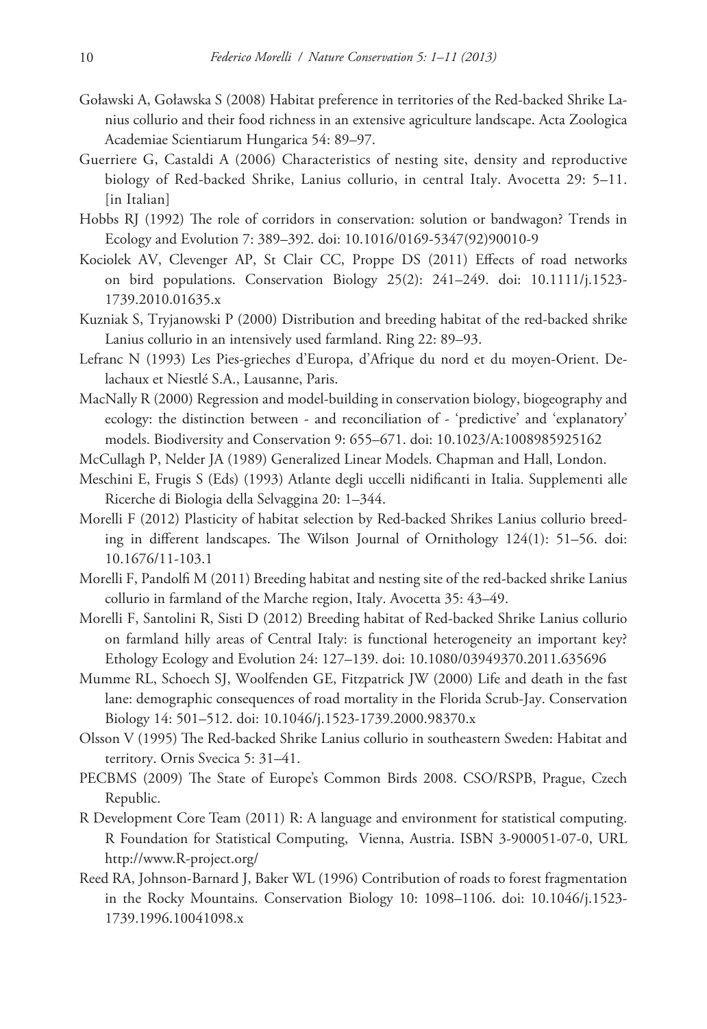Goławski A, Goławska S (2008) Habitat preference in territories of the Red-backed Shrike Lanius collurio and their food richness in an extensive agriculture landscape. Acta Zoologica Academiae Scientiarum Hungarica 54: 89–97.

Guerriere G, Castaldi A (2006) Characteristics of nesting site, density and reproductive biology of Red-backed Shrike, Lanius collurio, in central Italy. Avocetta 29: 5–11. [in Italian]

Hobbs RJ (1992) The role of corridors in conservation: solution or bandwagon? Trends in Ecology and Evolution 7: 389–392. doi: 10.1016/0169-5347(92)90010-9

Kociolek AV, Clevenger AP, St Clair CC, Proppe DS (2011) Effects of road networks on bird populations. Conservation Biology 25(2): 241–249. doi: 10.1111/j.1523-1739.2010.01635.x

Kuzniak S, Tryjanowski P (2000) Distribution and breeding habitat of the red-backed shrike Lanius collurio in an intensively used farmland. Ring 22: 89–93.

Lefranc N (1993) Les Pies-grieches d'Europa, d'Afrique du nord et du moyen-Orient. Delachaux et Niestlé S.A., Lausanne, Paris.

MacNally R (2000) Regression and model-building in conservation biology, biogeography and ecology: the distinction between - and reconciliation of - 'predictive' and 'explanatory' models. Biodiversity and Conservation 9: 655–671. doi: 10.1023/A:1008985925162

McCullagh P, Nelder JA (1989) Generalized Linear Models. Chapman and Hall, London.

Meschini E, Frugis S (Eds) (1993) Atlante degli uccelli nidificanti in Italia. Supplementi alle Ricerche di Biologia della Selvaggina 20: 1–344.

Morelli F (2012) Plasticity of habitat selection by Red-backed Shrikes Lanius collurio breeding in different landscapes. The Wilson Journal of Ornithology 124(1): 51–56. doi: 10.1676/11-103.1

Morelli F, Pandolfi M (2011) Breeding habitat and nesting site of the red-backed shrike Lanius collurio in farmland of the Marche region, Italy. Avocetta 35: 43–49.

Morelli F, Santolini R, Sisti D (2012) Breeding habitat of Red-backed Shrike Lanius collurio on farmland hilly areas of Central Italy: is functional heterogeneity an important key? Ethology Ecology and Evolution 24: 127–139. doi: 10.1080/03949370.2011.635696

Mumme RL, Schoech SJ, Woolfenden GE, Fitzpatrick JW (2000) Life and death in the fast lane: demographic consequences of road mortality in the Florida Scrub-Jay. Conservation Biology 14: 501–512. doi: 10.1046/j.1523-1739.2000.98370.x

Olsson V (1995) The Red-backed Shrike Lanius collurio in southeastern Sweden: Habitat and territory. Ornis Svecica 5: 31–41.

PECBMS (2009) The State of Europe's Common Birds 2008. CSO/RSPB, Prague, Czech Republic.

R Development Core Team (2011) R: A language and environment for statistical computing. R Foundation for Statistical Computing, Vienna, Austria. ISBN 3-900051-07-0, URL http://www.R-project.org/

Reed RA, Johnson-Barnard J, Baker WL (1996) Contribution of roads to forest fragmentation in the Rocky Mountains. Conservation Biology 10: 1098–1106. doi: 10.1046/j.1523-1739.1996.10041098.x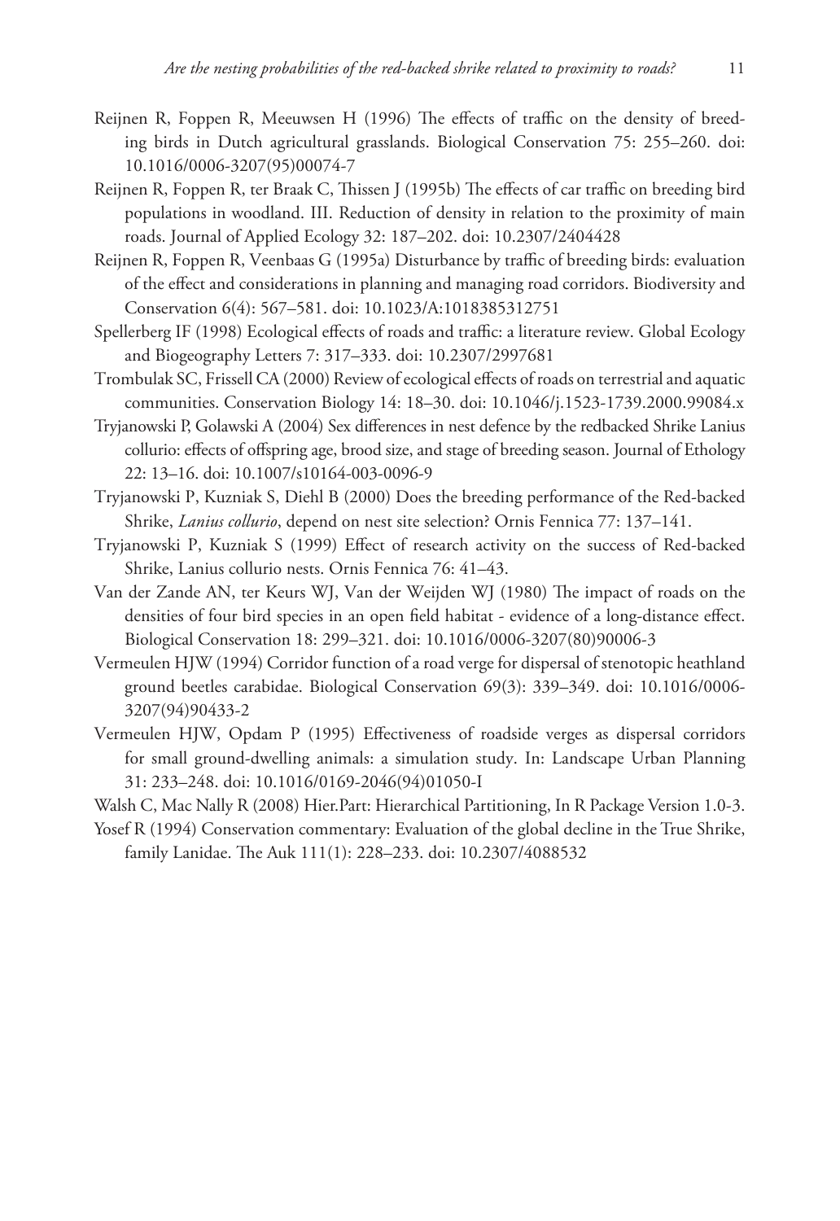Reijnen R, Foppen R, Meeuwsen H (1996) The effects of traffic on the density of breeding birds in Dutch agricultural grasslands. Biological Conservation 75: 255–260. doi: 10.1016/0006-3207(95)00074-7

Reijnen R, Foppen R, ter Braak C, Thissen J (1995b) The effects of car traffic on breeding bird populations in woodland. III. Reduction of density in relation to the proximity of main roads. Journal of Applied Ecology 32: 187–202. doi: 10.2307/2404428

Reijnen R, Foppen R, Veenbaas G (1995a) Disturbance by traffic of breeding birds: evaluation of the effect and considerations in planning and managing road corridors. Biodiversity and Conservation 6(4): 567–581. doi: 10.1023/A:1018385312751

Spellerberg IF (1998) Ecological effects of roads and traffic: a literature review. Global Ecology and Biogeography Letters 7: 317–333. doi: 10.2307/2997681

Trombulak SC, Frissell CA (2000) Review of ecological effects of roads on terrestrial and aquatic communities. Conservation Biology 14: 18–30. doi: 10.1046/j.1523-1739.2000.99084.x

Tryjanowski P, Golawski A (2004) Sex differences in nest defence by the redbacked Shrike Lanius collurio: effects of offspring age, brood size, and stage of breeding season. Journal of Ethology 22: 13–16. doi: 10.1007/s10164-003-0096-9

Tryjanowski P, Kuzniak S, Diehl B (2000) Does the breeding performance of the Red-backed Shrike, *Lanius collurio*, depend on nest site selection? Ornis Fennica 77: 137–141.

Tryjanowski P, Kuzniak S (1999) Effect of research activity on the success of Red-backed Shrike, Lanius collurio nests. Ornis Fennica 76: 41–43.

Van der Zande AN, ter Keurs WJ, Van der Weijden WJ (1980) The impact of roads on the densities of four bird species in an open field habitat - evidence of a long-distance effect. Biological Conservation 18: 299–321. doi: 10.1016/0006-3207(80)90006-3

Vermeulen HJW (1994) Corridor function of a road verge for dispersal of stenotopic heathland ground beetles carabidae. Biological Conservation 69(3): 339–349. doi: 10.1016/0006-3207(94)90433-2

Vermeulen HJW, Opdam P (1995) Effectiveness of roadside verges as dispersal corridors for small ground-dwelling animals: a simulation study. In: Landscape Urban Planning 31: 233–248. doi: 10.1016/0169-2046(94)01050-I

Walsh C, Mac Nally R (2008) Hier.Part: Hierarchical Partitioning, In R Package Version 1.0-3.

Yosef R (1994) Conservation commentary: Evaluation of the global decline in the True Shrike, family Lanidae. The Auk 111(1): 228–233. doi: 10.2307/4088532